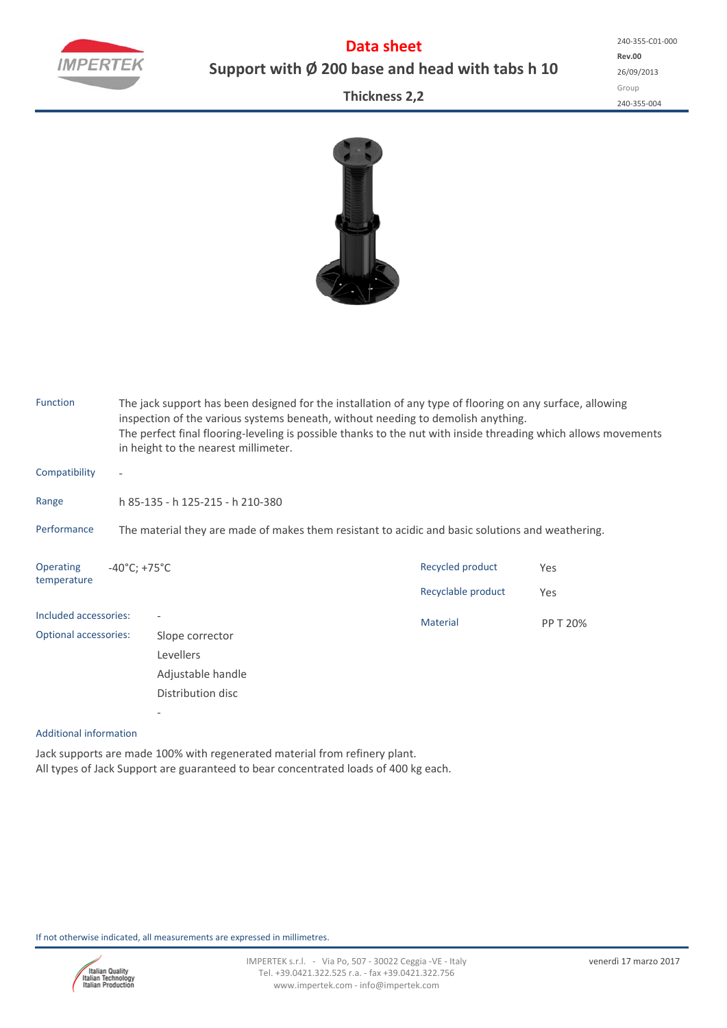# Data sheet

## Support with Ø 200 base and head with tabs h 10

### Thickness 2,2

240-355-C01-000
**Rev.00**
26/09/2013
Group
240-355-004

| | |
|---|---|
| Function | The jack support has been designed for the installation of any type of flooring on any surface, allowing inspection of the various systems beneath, without needing to demolish anything. The perfect final flooring-leveling is possible thanks to the nut with inside threading which allows movements in height to the nearest millimeter. |
| Compatibility | - |
| Range | h 85-135 - h 125-215 - h 210-380 |
| Performance | The material they are made of makes them resistant to acidic and basic solutions and weathering. |

| | |
|---|---|
| Operating temperature | -40°C; +75°C |
| Recycled product | Yes |
| Recyclable product | Yes |
| Material | PP T 20% |

Included accessories: -

Optional accessories:
- Slope corrector
- Levellers
- Adjustable handle
- Distribution disc
- -

Additional information

Jack supports are made 100% with regenerated material from refinery plant.
All types of Jack Support are guaranteed to bear concentrated loads of 400 kg each.

If not otherwise indicated, all measurements are expressed in millimetres.

Italian Quality
Italian Technology
Italian Production

IMPERTEK s.r.l. - Via Po, 507 - 30022 Ceggia -VE - Italy
Tel. +39.0421.322.525 r.a. - fax +39.0421.322.756
www.impertek.com - info@impertek.com

venerdì 17 marzo 2017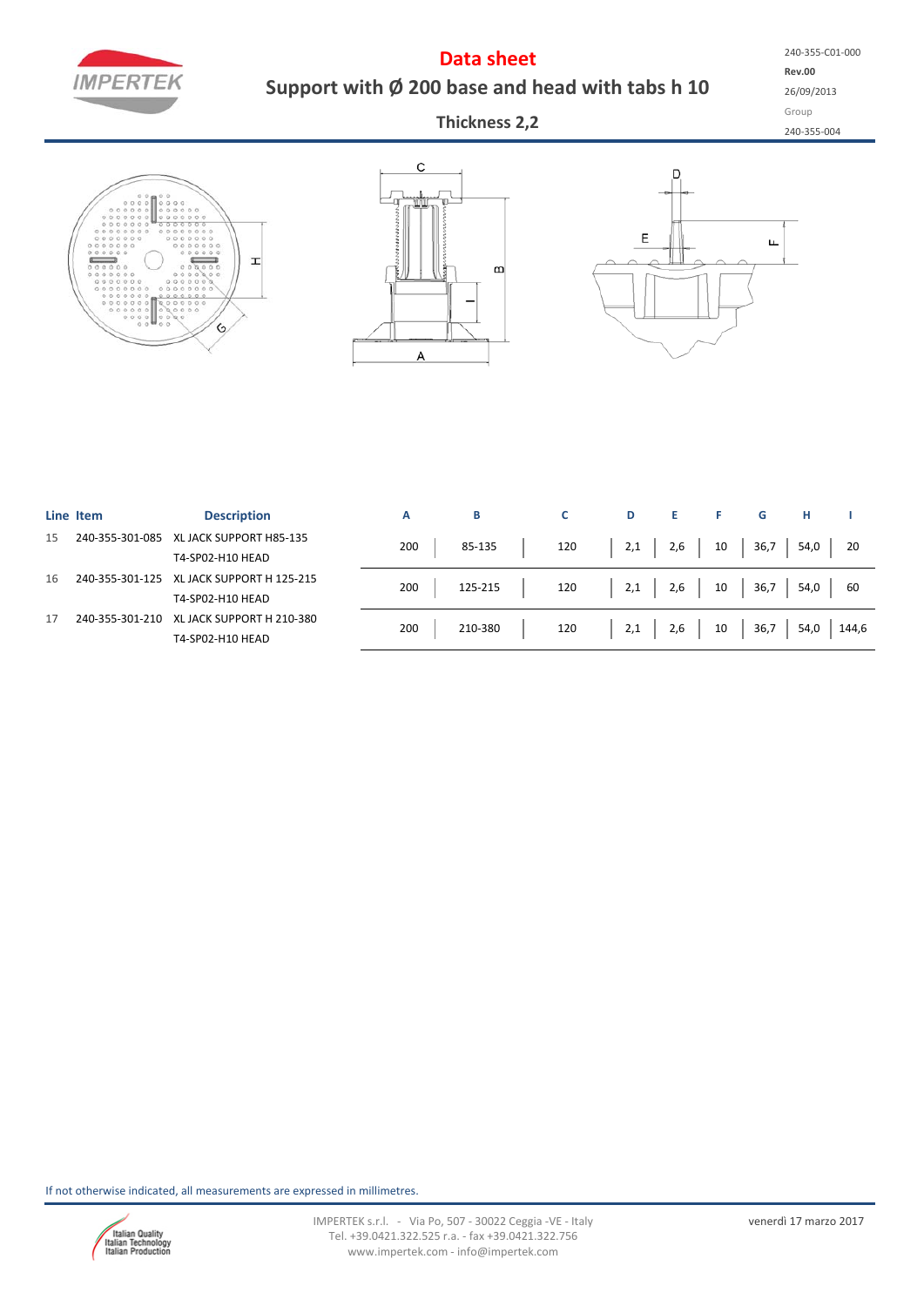# Data sheet

## Support with Ø 200 base and head with tabs h 10

### Thickness 2,2

240-355-C01-000
**Rev.00**
26/09/2013
Group
240-355-004

C
B
I
A
H
G
D
E
F

| Line | Item | Description | A | B | C | D | E | F | G | H | I |
|---|---|---|---|---|---|---|---|---|---|---|---|
| 15 | 240-355-301-085 | XL JACK SUPPORT H85-135 T4-SP02-H10 HEAD | 200 | 85-135 | 120 | 2,1 | 2,6 | 10 | 36,7 | 54,0 | 20 |
| 16 | 240-355-301-125 | XL JACK SUPPORT H 125-215 T4-SP02-H10 HEAD | 200 | 125-215 | 120 | 2,1 | 2,6 | 10 | 36,7 | 54,0 | 60 |
| 17 | 240-355-301-210 | XL JACK SUPPORT H 210-380 T4-SP02-H10 HEAD | 200 | 210-380 | 120 | 2,1 | 2,6 | 10 | 36,7 | 54,0 | 144,6 |

If not otherwise indicated, all measurements are expressed in millimetres.

IMPERTEK s.r.l. - Via Po, 507 - 30022 Ceggia -VE - Italy
Tel. +39.0421.322.525 r.a. - fax +39.0421.322.756
www.impertek.com - info@impertek.com

venerdì 17 marzo 2017